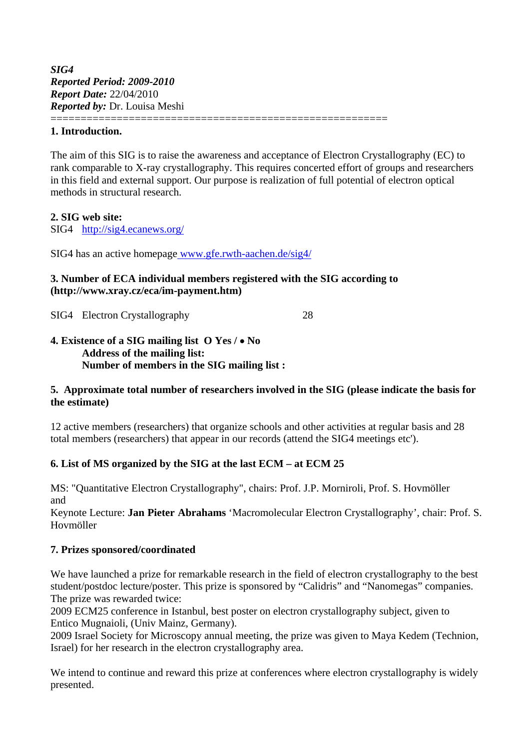***SIG4***
***Reported Period: 2009-2010***
***Report Date:*** 22/04/2010
***Reported by:*** Dr. Louisa Meshi
======================================================

**1. Introduction.**

The aim of this SIG is to raise the awareness and acceptance of Electron Crystallography (EC) to rank comparable to X-ray crystallography. This requires concerted effort of groups and researchers in this field and external support. Our purpose is realization of full potential of electron optical methods in structural research.

**2. SIG web site:**
SIG4 http://sig4.ecanews.org/

SIG4 has an active homepage www.gfe.rwth-aachen.de/sig4/

**3. Number of ECA individual members registered with the SIG according to (http://www.xray.cz/eca/im-payment.htm)**

SIG4 Electron Crystallography 28

**4. Existence of a SIG mailing list O Yes / • No**
**Address of the mailing list:**
**Number of members in the SIG mailing list :**

**5. Approximate total number of researchers involved in the SIG (please indicate the basis for the estimate)**

12 active members (researchers) that organize schools and other activities at regular basis and 28 total members (researchers) that appear in our records (attend the SIG4 meetings etc').

**6. List of MS organized by the SIG at the last ECM – at ECM 25**

MS: "Quantitative Electron Crystallography", chairs: Prof. J.P. Morniroli, Prof. S. Hovmöller and
Keynote Lecture: **Jan Pieter Abrahams** 'Macromolecular Electron Crystallography', chair: Prof. S. Hovmöller

**7. Prizes sponsored/coordinated**

We have launched a prize for remarkable research in the field of electron crystallography to the best student/postdoc lecture/poster. This prize is sponsored by "Calidris" and "Nanomegas" companies. The prize was rewarded twice:
2009 ECM25 conference in Istanbul, best poster on electron crystallography subject, given to Entico Mugnaioli, (Univ Mainz, Germany).
2009 Israel Society for Microscopy annual meeting, the prize was given to Maya Kedem (Technion, Israel) for her research in the electron crystallography area.

We intend to continue and reward this prize at conferences where electron crystallography is widely presented.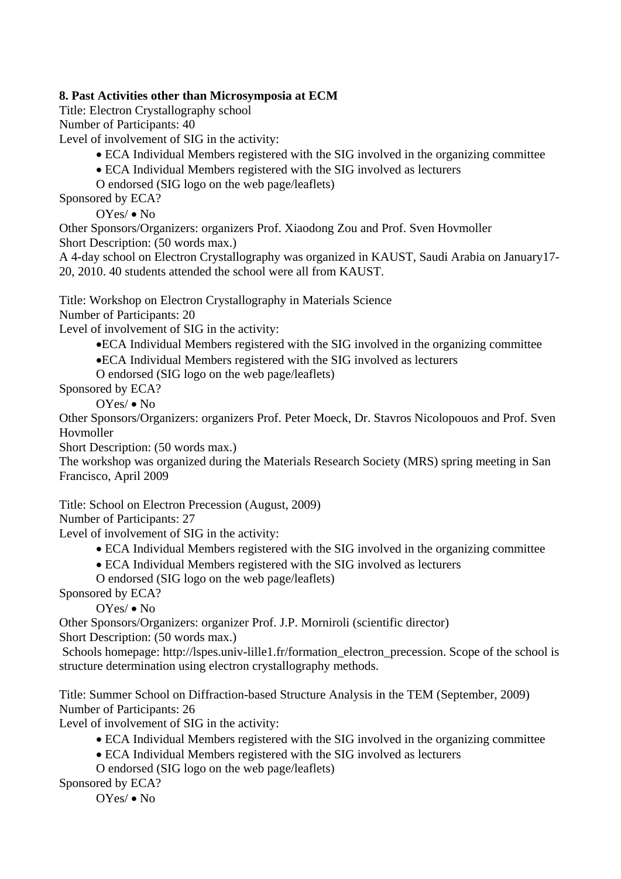**8. Past Activities other than Microsymposia at ECM**

Title: Electron Crystallography school
Number of Participants: 40
Level of involvement of SIG in the activity:

- ECA Individual Members registered with the SIG involved in the organizing committee
- ECA Individual Members registered with the SIG involved as lecturers

O endorsed (SIG logo on the web page/leaflets)

Sponsored by ECA?

OYes/ • No

Other Sponsors/Organizers: organizers Prof. Xiaodong Zou and Prof. Sven Hovmoller
Short Description: (50 words max.)
A 4-day school on Electron Crystallography was organized in KAUST, Saudi Arabia on January17-20, 2010. 40 students attended the school were all from KAUST.

Title: Workshop on Electron Crystallography in Materials Science
Number of Participants: 20
Level of involvement of SIG in the activity:

- ECA Individual Members registered with the SIG involved in the organizing committee
- ECA Individual Members registered with the SIG involved as lecturers

O endorsed (SIG logo on the web page/leaflets)

Sponsored by ECA?

OYes/ • No

Other Sponsors/Organizers: organizers Prof. Peter Moeck, Dr. Stavros Nicolopouos and Prof. Sven Hovmoller
Short Description: (50 words max.)
The workshop was organized during the Materials Research Society (MRS) spring meeting in San Francisco, April 2009

Title: School on Electron Precession (August, 2009)
Number of Participants: 27
Level of involvement of SIG in the activity:

- ECA Individual Members registered with the SIG involved in the organizing committee
- ECA Individual Members registered with the SIG involved as lecturers

O endorsed (SIG logo on the web page/leaflets)

Sponsored by ECA?

OYes/ • No

Other Sponsors/Organizers: organizer Prof. J.P. Morniroli (scientific director)
Short Description: (50 words max.)
Schools homepage: http://lspes.univ-lille1.fr/formation_electron_precession. Scope of the school is structure determination using electron crystallography methods.

Title: Summer School on Diffraction-based Structure Analysis in the TEM (September, 2009)
Number of Participants: 26
Level of involvement of SIG in the activity:

- ECA Individual Members registered with the SIG involved in the organizing committee
- ECA Individual Members registered with the SIG involved as lecturers

O endorsed (SIG logo on the web page/leaflets)

Sponsored by ECA?

OYes/ • No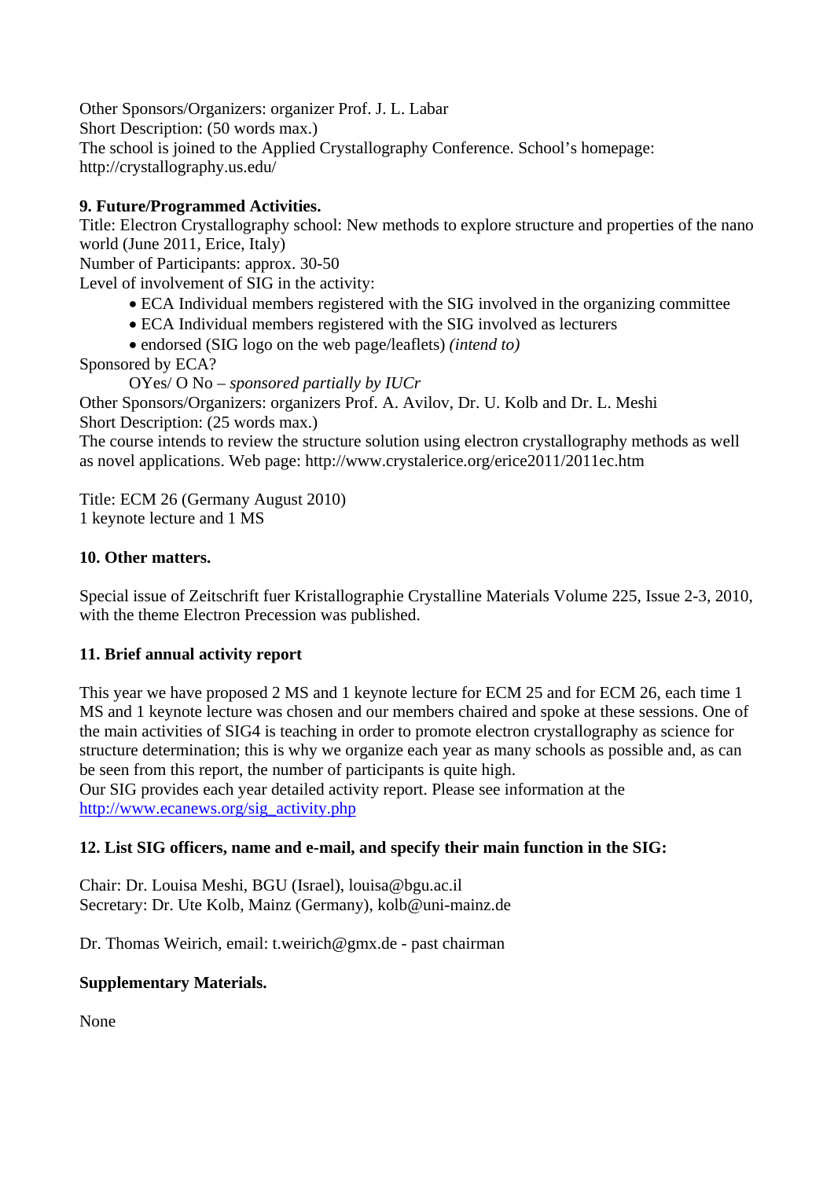Other Sponsors/Organizers: organizer Prof. J. L. Labar
Short Description: (50 words max.)
The school is joined to the Applied Crystallography Conference. School's homepage: http://crystallography.us.edu/

**9. Future/Programmed Activities.**
Title: Electron Crystallography school: New methods to explore structure and properties of the nano world (June 2011, Erice, Italy)
Number of Participants: approx. 30-50
Level of involvement of SIG in the activity:

- ECA Individual members registered with the SIG involved in the organizing committee
- ECA Individual members registered with the SIG involved as lecturers
- endorsed (SIG logo on the web page/leaflets) *(intend to)*

Sponsored by ECA?
OYes/ O No – *sponsored partially by IUCr*
Other Sponsors/Organizers: organizers Prof. A. Avilov, Dr. U. Kolb and Dr. L. Meshi
Short Description: (25 words max.)
The course intends to review the structure solution using electron crystallography methods as well as novel applications. Web page: http://www.crystalerice.org/erice2011/2011ec.htm

Title: ECM 26 (Germany August 2010)
1 keynote lecture and 1 MS

**10. Other matters.**

Special issue of Zeitschrift fuer Kristallographie Crystalline Materials Volume 225, Issue 2-3, 2010, with the theme Electron Precession was published.

**11. Brief annual activity report**

This year we have proposed 2 MS and 1 keynote lecture for ECM 25 and for ECM 26, each time 1 MS and 1 keynote lecture was chosen and our members chaired and spoke at these sessions. One of the main activities of SIG4 is teaching in order to promote electron crystallography as science for structure determination; this is why we organize each year as many schools as possible and, as can be seen from this report, the number of participants is quite high.
Our SIG provides each year detailed activity report. Please see information at the http://www.ecanews.org/sig_activity.php

**12. List SIG officers, name and e-mail, and specify their main function in the SIG:**

Chair: Dr. Louisa Meshi, BGU (Israel), louisa@bgu.ac.il
Secretary: Dr. Ute Kolb, Mainz (Germany), kolb@uni-mainz.de

Dr. Thomas Weirich, email: t.weirich@gmx.de - past chairman

**Supplementary Materials.**

None